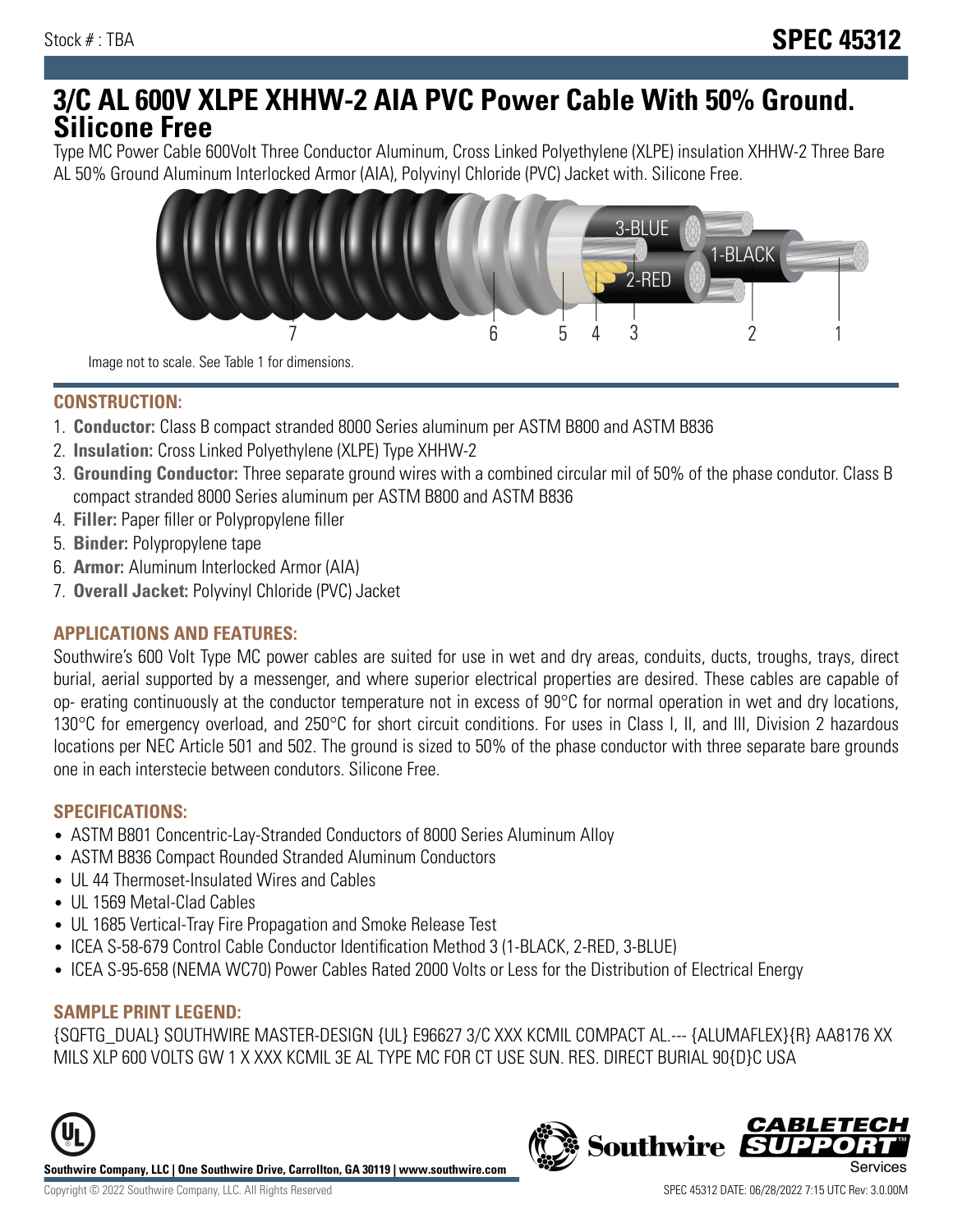Stock # : TBA

**SPEC 45312**

# 3/C AL 600V XLPE XHHW-2 AIA PVC Power Cable With 50% Ground. Silicone Free

Type MC Power Cable 600Volt Three Conductor Aluminum, Cross Linked Polyethylene (XLPE) insulation XHHW-2 Three Bare AL 50% Ground Aluminum Interlocked Armor (AIA), Polyvinyl Chloride (PVC) Jacket with. Silicone Free.

Image not to scale. See Table 1 for dimensions.

## CONSTRUCTION:

1. **Conductor:** Class B compact stranded 8000 Series aluminum per ASTM B800 and ASTM B836
2. **Insulation:** Cross Linked Polyethylene (XLPE) Type XHHW-2
3. **Grounding Conductor:** Three separate ground wires with a combined circular mil of 50% of the phase condutor. Class B compact stranded 8000 Series aluminum per ASTM B800 and ASTM B836
4. **Filler:** Paper filler or Polypropylene filler
5. **Binder:** Polypropylene tape
6. **Armor:** Aluminum Interlocked Armor (AIA)
7. **Overall Jacket:** Polyvinyl Chloride (PVC) Jacket

## APPLICATIONS AND FEATURES:

Southwire's 600 Volt Type MC power cables are suited for use in wet and dry areas, conduits, ducts, troughs, trays, direct burial, aerial supported by a messenger, and where superior electrical properties are desired. These cables are capable of op- erating continuously at the conductor temperature not in excess of 90°C for normal operation in wet and dry locations, 130°C for emergency overload, and 250°C for short circuit conditions. For uses in Class I, II, and III, Division 2 hazardous locations per NEC Article 501 and 502. The ground is sized to 50% of the phase conductor with three separate bare grounds one in each interstecie between condutors. Silicone Free.

## SPECIFICATIONS:

- ASTM B801 Concentric-Lay-Stranded Conductors of 8000 Series Aluminum Alloy
- ASTM B836 Compact Rounded Stranded Aluminum Conductors
- UL 44 Thermoset-Insulated Wires and Cables
- UL 1569 Metal-Clad Cables
- UL 1685 Vertical-Tray Fire Propagation and Smoke Release Test
- ICEA S-58-679 Control Cable Conductor Identification Method 3 (1-BLACK, 2-RED, 3-BLUE)
- ICEA S-95-658 (NEMA WC70) Power Cables Rated 2000 Volts or Less for the Distribution of Electrical Energy

## SAMPLE PRINT LEGEND:

{SQFTG_DUAL} SOUTHWIRE MASTER-DESIGN {UL} E96627 3/C XXX KCMIL COMPACT AL.--- {ALUMAFLEX}{R} AA8176 XX MILS XLP 600 VOLTS GW 1 X XXX KCMIL 3E AL TYPE MC FOR CT USE SUN. RES. DIRECT BURIAL 90{D}C USA

**Southwire Company, LLC | One Southwire Drive, Carrollton, GA 30119 | www.southwire.com**

Copyright © 2022 Southwire Company, LLC. All Rights Reserved

SPEC 45312 DATE: 06/28/2022 7:15 UTC Rev: 3.0.00M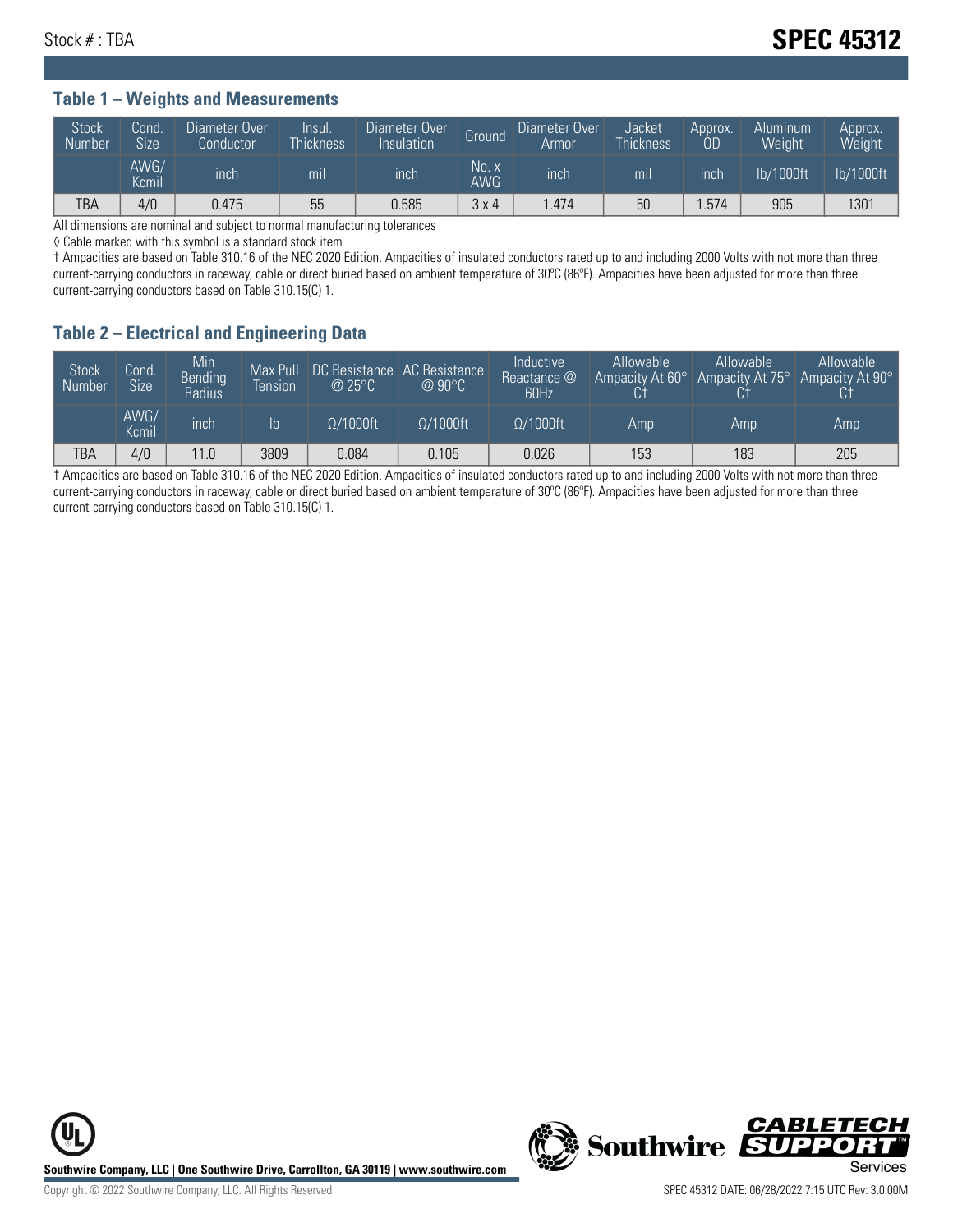Stock # : TBA

# SPEC 45312

## Table 1 – Weights and Measurements

| Stock Number | Cond. Size | Diameter Over Conductor | Insul. Thickness | Diameter Over Insulation | Ground | Diameter Over Armor | Jacket Thickness | Approx. OD | Aluminum Weight | Approx. Weight |
|---|---|---|---|---|---|---|---|---|---|---|
| | AWG/ Kcmil | inch | mil | inch | No. x AWG | inch | mil | inch | lb/1000ft | lb/1000ft |
| TBA | 4/0 | 0.475 | 55 | 0.585 | 3 x 4 | 1.474 | 50 | 1.574 | 905 | 1301 |

All dimensions are nominal and subject to normal manufacturing tolerances

◊ Cable marked with this symbol is a standard stock item

† Ampacities are based on Table 310.16 of the NEC 2020 Edition. Ampacities of insulated conductors rated up to and including 2000 Volts with not more than three current-carrying conductors in raceway, cable or direct buried based on ambient temperature of 30ºC (86ºF). Ampacities have been adjusted for more than three current-carrying conductors based on Table 310.15(C) 1.

## Table 2 – Electrical and Engineering Data

| Stock Number | Cond. Size | Min Bending Radius | Max Pull Tension | DC Resistance @ 25°C | AC Resistance @ 90°C | Inductive Reactance @ 60Hz | Allowable Ampacity At 60° C† | Allowable Ampacity At 75° C† | Allowable Ampacity At 90° C† |
|---|---|---|---|---|---|---|---|---|---|
| | AWG/ Kcmil | inch | lb | Ω/1000ft | Ω/1000ft | Ω/1000ft | Amp | Amp | Amp |
| TBA | 4/0 | 11.0 | 3809 | 0.084 | 0.105 | 0.026 | 153 | 183 | 205 |

† Ampacities are based on Table 310.16 of the NEC 2020 Edition. Ampacities of insulated conductors rated up to and including 2000 Volts with not more than three current-carrying conductors in raceway, cable or direct buried based on ambient temperature of 30ºC (86ºF). Ampacities have been adjusted for more than three current-carrying conductors based on Table 310.15(C) 1.

**Southwire Company, LLC | One Southwire Drive, Carrollton, GA 30119 | www.southwire.com**

Copyright © 2022 Southwire Company, LLC. All Rights Reserved

SPEC 45312 DATE: 06/28/2022 7:15 UTC Rev: 3.0.00M